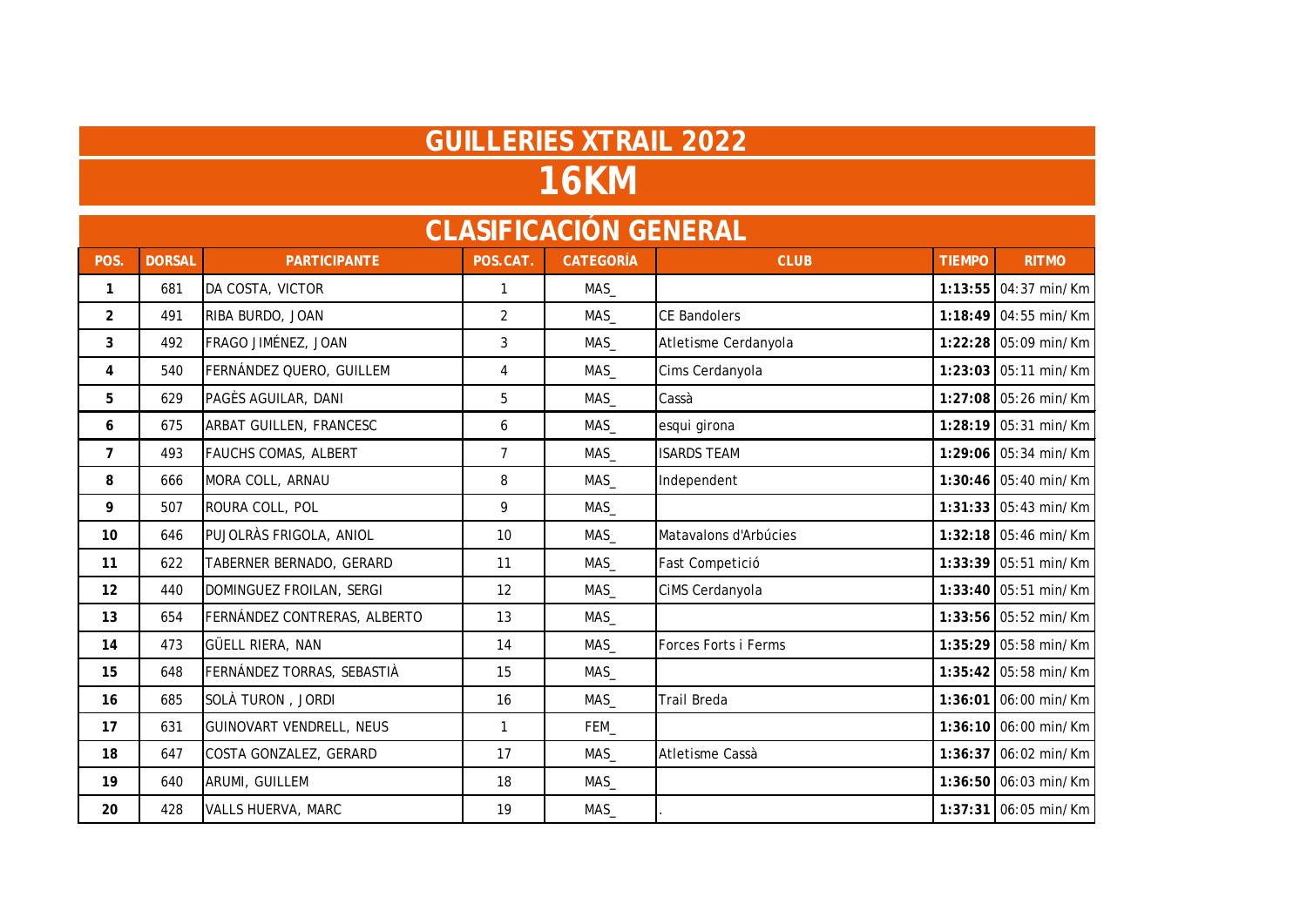# GUILLERIES XTRAIL 2022

# 16KM

## CLASIFICACIÓN GENERAL

| POS. | DORSAL | PARTICIPANTE | POS.CAT. | CATEGORÍA | CLUB | TIEMPO | RITMO |
|---|---|---|---|---|---|---|---|
| 1 | 681 | DA COSTA, VICTOR | 1 | MAS_ | | **1:13:55** | 04:37 min/Km |
| 2 | 491 | RIBA BURDO, JOAN | 2 | MAS_ | CE Bandolers | **1:18:49** | 04:55 min/Km |
| 3 | 492 | FRAGO JIMÉNEZ, JOAN | 3 | MAS_ | Atletisme Cerdanyola | **1:22:28** | 05:09 min/Km |
| 4 | 540 | FERNÁNDEZ QUERO, GUILLEM | 4 | MAS_ | Cims Cerdanyola | **1:23:03** | 05:11 min/Km |
| 5 | 629 | PAGÈS AGUILAR, DANI | 5 | MAS_ | Cassà | **1:27:08** | 05:26 min/Km |
| 6 | 675 | ARBAT GUILLEN, FRANCESC | 6 | MAS_ | esqui girona | **1:28:19** | 05:31 min/Km |
| 7 | 493 | FAUCHS COMAS, ALBERT | 7 | MAS_ | ISARDS TEAM | **1:29:06** | 05:34 min/Km |
| 8 | 666 | MORA COLL, ARNAU | 8 | MAS_ | Independent | **1:30:46** | 05:40 min/Km |
| 9 | 507 | ROURA COLL, POL | 9 | MAS_ | | **1:31:33** | 05:43 min/Km |
| 10 | 646 | PUJOLRÀS FRIGOLA, ANIOL | 10 | MAS_ | Matavalons d'Arbúcies | **1:32:18** | 05:46 min/Km |
| 11 | 622 | TABERNER BERNADO, GERARD | 11 | MAS_ | Fast Competició | **1:33:39** | 05:51 min/Km |
| 12 | 440 | DOMINGUEZ FROILAN, SERGI | 12 | MAS_ | CiMS Cerdanyola | **1:33:40** | 05:51 min/Km |
| 13 | 654 | FERNÁNDEZ CONTRERAS, ALBERTO | 13 | MAS_ | | **1:33:56** | 05:52 min/Km |
| 14 | 473 | GÜELL RIERA, NAN | 14 | MAS_ | Forces Forts i Ferms | **1:35:29** | 05:58 min/Km |
| 15 | 648 | FERNÁNDEZ TORRAS, SEBASTIÀ | 15 | MAS_ | | **1:35:42** | 05:58 min/Km |
| 16 | 685 | SOLÀ TURON , JORDI | 16 | MAS_ | Trail Breda | **1:36:01** | 06:00 min/Km |
| 17 | 631 | GUINOVART VENDRELL, NEUS | 1 | FEM_ | | **1:36:10** | 06:00 min/Km |
| 18 | 647 | COSTA GONZALEZ, GERARD | 17 | MAS_ | Atletisme Cassà | **1:36:37** | 06:02 min/Km |
| 19 | 640 | ARUMI, GUILLEM | 18 | MAS_ | | **1:36:50** | 06:03 min/Km |
| 20 | 428 | VALLS HUERVA, MARC | 19 | MAS_ | . | **1:37:31** | 06:05 min/Km |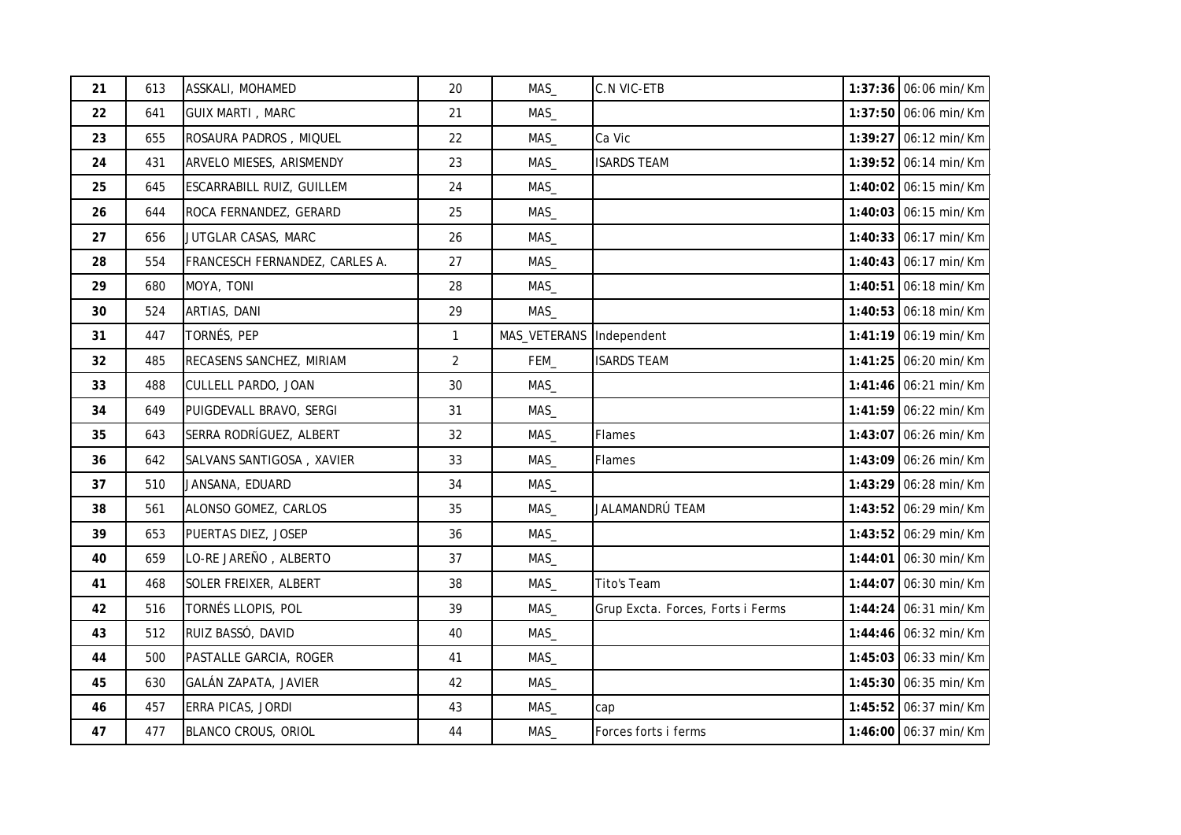| | | | | | | | |
|---|---|---|---|---|---|---|---|
| **21** | 613 | ASSKALI, MOHAMED | 20 | MAS_ | C.N VIC-ETB | **1:37:36** | 06:06 min/Km |
| **22** | 641 | GUIX MARTI , MARC | 21 | MAS_ | | **1:37:50** | 06:06 min/Km |
| **23** | 655 | ROSAURA PADROS , MIQUEL | 22 | MAS_ | Ca Vic | **1:39:27** | 06:12 min/Km |
| **24** | 431 | ARVELO MIESES, ARISMENDY | 23 | MAS_ | ISARDS TEAM | **1:39:52** | 06:14 min/Km |
| **25** | 645 | ESCARRABILL RUIZ, GUILLEM | 24 | MAS_ | | **1:40:02** | 06:15 min/Km |
| **26** | 644 | ROCA FERNANDEZ, GERARD | 25 | MAS_ | | **1:40:03** | 06:15 min/Km |
| **27** | 656 | JUTGLAR CASAS, MARC | 26 | MAS_ | | **1:40:33** | 06:17 min/Km |
| **28** | 554 | FRANCESCH FERNANDEZ, CARLES A. | 27 | MAS_ | | **1:40:43** | 06:17 min/Km |
| **29** | 680 | MOYA, TONI | 28 | MAS_ | | **1:40:51** | 06:18 min/Km |
| **30** | 524 | ARTIAS, DANI | 29 | MAS_ | | **1:40:53** | 06:18 min/Km |
| **31** | 447 | TORNÉS, PEP | 1 | MAS_VETERANS | Independent | **1:41:19** | 06:19 min/Km |
| **32** | 485 | RECASENS SANCHEZ, MIRIAM | 2 | FEM_ | ISARDS TEAM | **1:41:25** | 06:20 min/Km |
| **33** | 488 | CULLELL PARDO, JOAN | 30 | MAS_ | | **1:41:46** | 06:21 min/Km |
| **34** | 649 | PUIGDEVALL BRAVO, SERGI | 31 | MAS_ | | **1:41:59** | 06:22 min/Km |
| **35** | 643 | SERRA RODRÍGUEZ, ALBERT | 32 | MAS_ | Flames | **1:43:07** | 06:26 min/Km |
| **36** | 642 | SALVANS SANTIGOSA , XAVIER | 33 | MAS_ | Flames | **1:43:09** | 06:26 min/Km |
| **37** | 510 | JANSANA, EDUARD | 34 | MAS_ | | **1:43:29** | 06:28 min/Km |
| **38** | 561 | ALONSO GOMEZ, CARLOS | 35 | MAS_ | JALAMANDRÚ TEAM | **1:43:52** | 06:29 min/Km |
| **39** | 653 | PUERTAS DIEZ, JOSEP | 36 | MAS_ | | **1:43:52** | 06:29 min/Km |
| **40** | 659 | LO-RE JAREÑO , ALBERTO | 37 | MAS_ | | **1:44:01** | 06:30 min/Km |
| **41** | 468 | SOLER FREIXER, ALBERT | 38 | MAS_ | Tito's Team | **1:44:07** | 06:30 min/Km |
| **42** | 516 | TORNÉS LLOPIS, POL | 39 | MAS_ | Grup Excta. Forces, Forts i Ferms | **1:44:24** | 06:31 min/Km |
| **43** | 512 | RUIZ BASSÓ, DAVID | 40 | MAS_ | | **1:44:46** | 06:32 min/Km |
| **44** | 500 | PASTALLE GARCIA, ROGER | 41 | MAS_ | | **1:45:03** | 06:33 min/Km |
| **45** | 630 | GALÁN ZAPATA, JAVIER | 42 | MAS_ | | **1:45:30** | 06:35 min/Km |
| **46** | 457 | ERRA PICAS, JORDI | 43 | MAS_ | cap | **1:45:52** | 06:37 min/Km |
| **47** | 477 | BLANCO CROUS, ORIOL | 44 | MAS_ | Forces forts i ferms | **1:46:00** | 06:37 min/Km |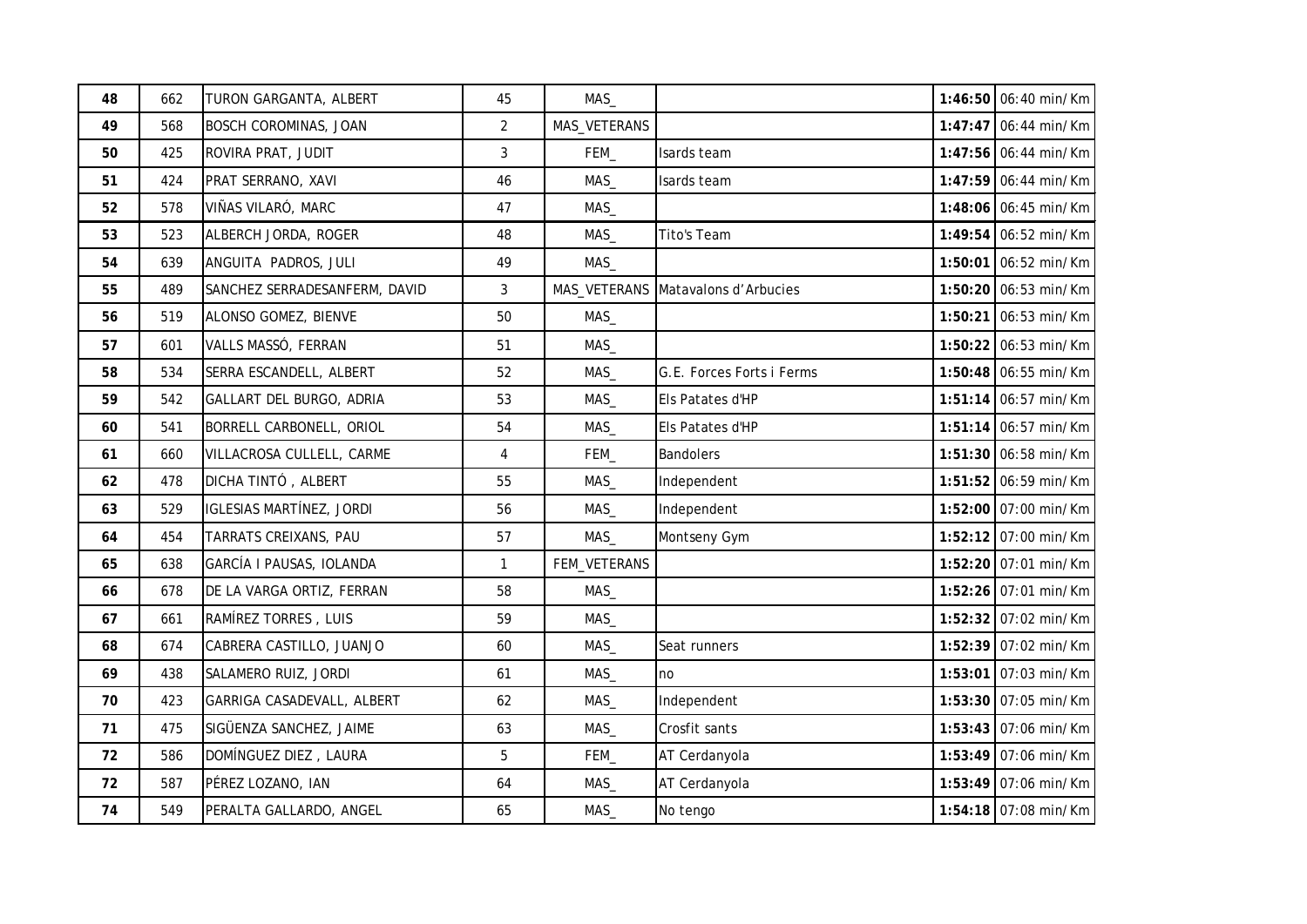| | | | | | | | |
|---|---|---|---|---|---|---|---|
| **48** | 662 | TURON GARGANTA, ALBERT | 45 | MAS_ | | **1:46:50** | 06:40 min/Km |
| **49** | 568 | BOSCH COROMINAS, JOAN | 2 | MAS_VETERANS | | **1:47:47** | 06:44 min/Km |
| **50** | 425 | ROVIRA PRAT, JUDIT | 3 | FEM_ | Isards team | **1:47:56** | 06:44 min/Km |
| **51** | 424 | PRAT SERRANO, XAVI | 46 | MAS_ | Isards team | **1:47:59** | 06:44 min/Km |
| **52** | 578 | VIÑAS VILARÓ, MARC | 47 | MAS_ | | **1:48:06** | 06:45 min/Km |
| **53** | 523 | ALBERCH JORDA, ROGER | 48 | MAS_ | Tito's Team | **1:49:54** | 06:52 min/Km |
| **54** | 639 | ANGUITA PADROS, JULI | 49 | MAS_ | | **1:50:01** | 06:52 min/Km |
| **55** | 489 | SANCHEZ SERRADESANFERM, DAVID | 3 | MAS_VETERANS | Matavalons d'Arbucies | **1:50:20** | 06:53 min/Km |
| **56** | 519 | ALONSO GOMEZ, BIENVE | 50 | MAS_ | | **1:50:21** | 06:53 min/Km |
| **57** | 601 | VALLS MASSÓ, FERRAN | 51 | MAS_ | | **1:50:22** | 06:53 min/Km |
| **58** | 534 | SERRA ESCANDELL, ALBERT | 52 | MAS_ | G.E. Forces Forts i Ferms | **1:50:48** | 06:55 min/Km |
| **59** | 542 | GALLART DEL BURGO, ADRIA | 53 | MAS_ | Els Patates d'HP | **1:51:14** | 06:57 min/Km |
| **60** | 541 | BORRELL CARBONELL, ORIOL | 54 | MAS_ | Els Patates d'HP | **1:51:14** | 06:57 min/Km |
| **61** | 660 | VILLACROSA CULLELL, CARME | 4 | FEM_ | Bandolers | **1:51:30** | 06:58 min/Km |
| **62** | 478 | DICHA TINTÓ , ALBERT | 55 | MAS_ | Independent | **1:51:52** | 06:59 min/Km |
| **63** | 529 | IGLESIAS MARTÍNEZ, JORDI | 56 | MAS_ | Independent | **1:52:00** | 07:00 min/Km |
| **64** | 454 | TARRATS CREIXANS, PAU | 57 | MAS_ | Montseny Gym | **1:52:12** | 07:00 min/Km |
| **65** | 638 | GARCÍA I PAUSAS, IOLANDA | 1 | FEM_VETERANS | | **1:52:20** | 07:01 min/Km |
| **66** | 678 | DE LA VARGA ORTIZ, FERRAN | 58 | MAS_ | | **1:52:26** | 07:01 min/Km |
| **67** | 661 | RAMÍREZ TORRES , LUIS | 59 | MAS_ | | **1:52:32** | 07:02 min/Km |
| **68** | 674 | CABRERA CASTILLO, JUANJO | 60 | MAS_ | Seat runners | **1:52:39** | 07:02 min/Km |
| **69** | 438 | SALAMERO RUIZ, JORDI | 61 | MAS_ | no | **1:53:01** | 07:03 min/Km |
| **70** | 423 | GARRIGA CASADEVALL, ALBERT | 62 | MAS_ | Independent | **1:53:30** | 07:05 min/Km |
| **71** | 475 | SIGÜENZA SANCHEZ, JAIME | 63 | MAS_ | Crosfit sants | **1:53:43** | 07:06 min/Km |
| **72** | 586 | DOMÍNGUEZ DIEZ , LAURA | 5 | FEM_ | AT Cerdanyola | **1:53:49** | 07:06 min/Km |
| **72** | 587 | PÉREZ LOZANO, IAN | 64 | MAS_ | AT Cerdanyola | **1:53:49** | 07:06 min/Km |
| **74** | 549 | PERALTA GALLARDO, ANGEL | 65 | MAS_ | No tengo | **1:54:18** | 07:08 min/Km |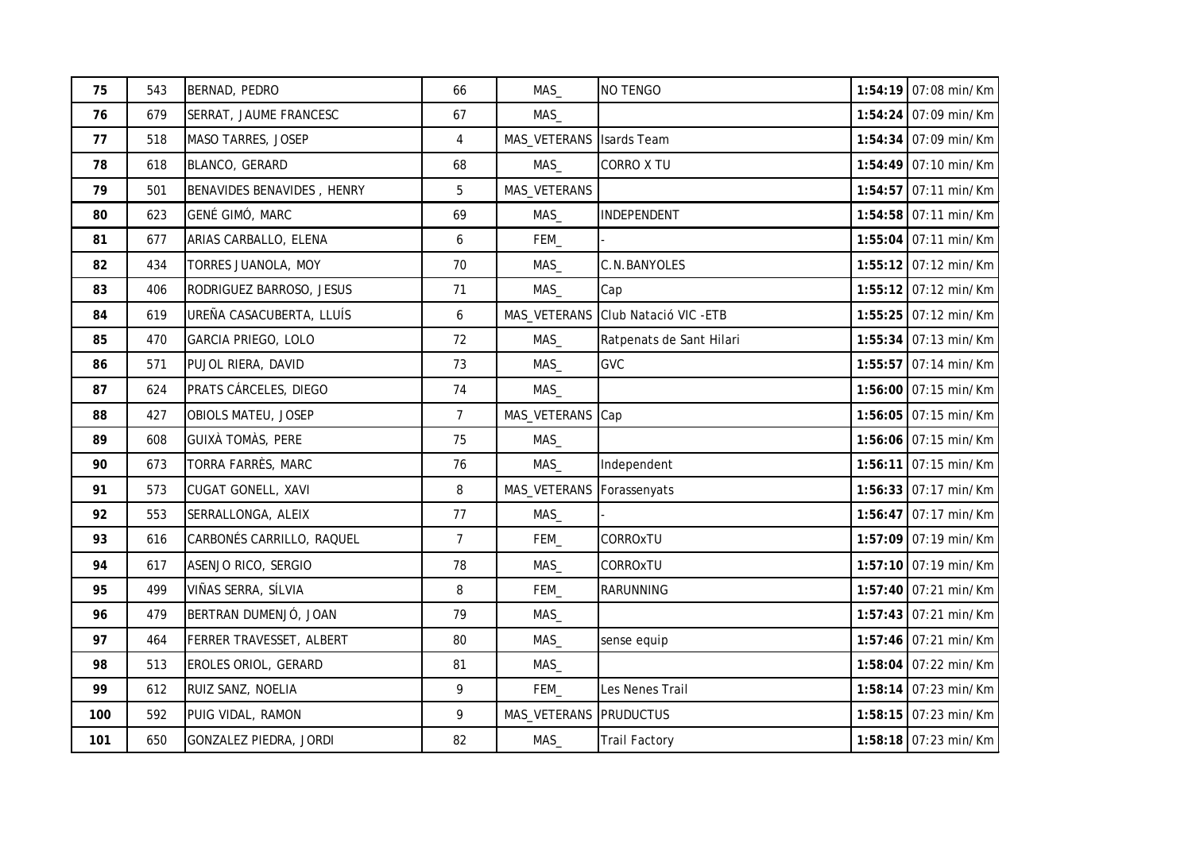| | | | | | | | |
|---|---|---|---|---|---|---|---|
| **75** | 543 | BERNAD, PEDRO | 66 | MAS_ | NO TENGO | **1:54:19** | 07:08 min/Km |
| **76** | 679 | SERRAT, JAUME FRANCESC | 67 | MAS_ | | **1:54:24** | 07:09 min/Km |
| **77** | 518 | MASO TARRES, JOSEP | 4 | MAS_VETERANS | Isards Team | **1:54:34** | 07:09 min/Km |
| **78** | 618 | BLANCO, GERARD | 68 | MAS_ | CORRO X TU | **1:54:49** | 07:10 min/Km |
| **79** | 501 | BENAVIDES BENAVIDES , HENRY | 5 | MAS_VETERANS | | **1:54:57** | 07:11 min/Km |
| **80** | 623 | GENÉ GIMÓ, MARC | 69 | MAS_ | INDEPENDENT | **1:54:58** | 07:11 min/Km |
| **81** | 677 | ARIAS CARBALLO, ELENA | 6 | FEM_ | - | **1:55:04** | 07:11 min/Km |
| **82** | 434 | TORRES JUANOLA, MOY | 70 | MAS_ | C.N.BANYOLES | **1:55:12** | 07:12 min/Km |
| **83** | 406 | RODRIGUEZ BARROSO, JESUS | 71 | MAS_ | Cap | **1:55:12** | 07:12 min/Km |
| **84** | 619 | UREÑA CASACUBERTA, LLUÍS | 6 | MAS_VETERANS | Club Natació VIC -ETB | **1:55:25** | 07:12 min/Km |
| **85** | 470 | GARCIA PRIEGO, LOLO | 72 | MAS_ | Ratpenats de Sant Hilari | **1:55:34** | 07:13 min/Km |
| **86** | 571 | PUJOL RIERA, DAVID | 73 | MAS_ | GVC | **1:55:57** | 07:14 min/Km |
| **87** | 624 | PRATS CÁRCELES, DIEGO | 74 | MAS_ | | **1:56:00** | 07:15 min/Km |
| **88** | 427 | OBIOLS MATEU, JOSEP | 7 | MAS_VETERANS | Cap | **1:56:05** | 07:15 min/Km |
| **89** | 608 | GUIXÀ TOMÀS, PERE | 75 | MAS_ | | **1:56:06** | 07:15 min/Km |
| **90** | 673 | TORRA FARRÈS, MARC | 76 | MAS_ | Independent | **1:56:11** | 07:15 min/Km |
| **91** | 573 | CUGAT GONELL, XAVI | 8 | MAS_VETERANS | Forassenyats | **1:56:33** | 07:17 min/Km |
| **92** | 553 | SERRALLONGA, ALEIX | 77 | MAS_ | - | **1:56:47** | 07:17 min/Km |
| **93** | 616 | CARBONÉS CARRILLO, RAQUEL | 7 | FEM_ | CORROxTU | **1:57:09** | 07:19 min/Km |
| **94** | 617 | ASENJO RICO, SERGIO | 78 | MAS_ | CORROxTU | **1:57:10** | 07:19 min/Km |
| **95** | 499 | VIÑAS SERRA, SÍLVIA | 8 | FEM_ | RARUNNING | **1:57:40** | 07:21 min/Km |
| **96** | 479 | BERTRAN DUMENJÓ, JOAN | 79 | MAS_ | | **1:57:43** | 07:21 min/Km |
| **97** | 464 | FERRER TRAVESSET, ALBERT | 80 | MAS_ | sense equip | **1:57:46** | 07:21 min/Km |
| **98** | 513 | EROLES ORIOL, GERARD | 81 | MAS_ | | **1:58:04** | 07:22 min/Km |
| **99** | 612 | RUIZ SANZ, NOELIA | 9 | FEM_ | Les Nenes Trail | **1:58:14** | 07:23 min/Km |
| **100** | 592 | PUIG VIDAL, RAMON | 9 | MAS_VETERANS | PRUDUCTUS | **1:58:15** | 07:23 min/Km |
| **101** | 650 | GONZALEZ PIEDRA, JORDI | 82 | MAS_ | Trail Factory | **1:58:18** | 07:23 min/Km |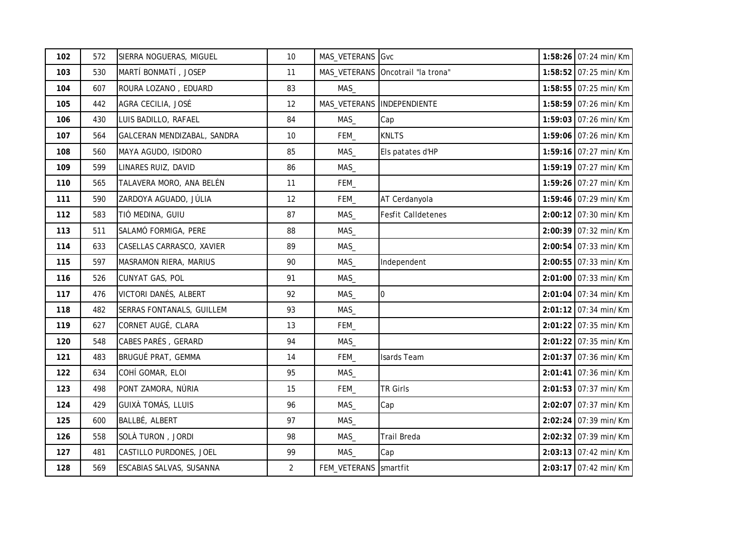| 102 | 572 | SIERRA NOGUERAS, MIGUEL | 10 | MAS_VETERANS | Gvc | **1:58:26** | 07:24 min/Km |
|---|---|---|---|---|---|---|---|
| 103 | 530 | MARTÍ BONMATÍ , JOSEP | 11 | MAS_VETERANS | Oncotrail "la trona" | **1:58:52** | 07:25 min/Km |
| 104 | 607 | ROURA LOZANO , EDUARD | 83 | MAS_ | | **1:58:55** | 07:25 min/Km |
| 105 | 442 | AGRA CECILIA, JOSÉ | 12 | MAS_VETERANS | INDEPENDIENTE | **1:58:59** | 07:26 min/Km |
| 106 | 430 | LUIS BADILLO, RAFAEL | 84 | MAS_ | Cap | **1:59:03** | 07:26 min/Km |
| 107 | 564 | GALCERAN MENDIZABAL, SANDRA | 10 | FEM_ | KNLTS | **1:59:06** | 07:26 min/Km |
| 108 | 560 | MAYA AGUDO, ISIDORO | 85 | MAS_ | Els patates d'HP | **1:59:16** | 07:27 min/Km |
| 109 | 599 | LINARES RUIZ, DAVID | 86 | MAS_ | | **1:59:19** | 07:27 min/Km |
| 110 | 565 | TALAVERA MORO, ANA BELÉN | 11 | FEM_ | | **1:59:26** | 07:27 min/Km |
| 111 | 590 | ZARDOYA AGUADO, JÚLIA | 12 | FEM_ | AT Cerdanyola | **1:59:46** | 07:29 min/Km |
| 112 | 583 | TIÓ MEDINA, GUIU | 87 | MAS_ | Fesfit Calldetenes | **2:00:12** | 07:30 min/Km |
| 113 | 511 | SALAMÓ FORMIGA, PERE | 88 | MAS_ | | **2:00:39** | 07:32 min/Km |
| 114 | 633 | CASELLAS CARRASCO, XAVIER | 89 | MAS_ | | **2:00:54** | 07:33 min/Km |
| 115 | 597 | MASRAMON RIERA, MARIUS | 90 | MAS_ | Independent | **2:00:55** | 07:33 min/Km |
| 116 | 526 | CUNYAT GAS, POL | 91 | MAS_ | | **2:01:00** | 07:33 min/Km |
| 117 | 476 | VICTORI DANÉS, ALBERT | 92 | MAS_ | 0 | **2:01:04** | 07:34 min/Km |
| 118 | 482 | SERRAS FONTANALS, GUILLEM | 93 | MAS_ | | **2:01:12** | 07:34 min/Km |
| 119 | 627 | CORNET AUGÉ, CLARA | 13 | FEM_ | | **2:01:22** | 07:35 min/Km |
| 120 | 548 | CABES PARÉS , GERARD | 94 | MAS_ | | **2:01:22** | 07:35 min/Km |
| 121 | 483 | BRUGUÉ PRAT, GEMMA | 14 | FEM_ | Isards Team | **2:01:37** | 07:36 min/Km |
| 122 | 634 | COHÍ GOMAR, ELOI | 95 | MAS_ | | **2:01:41** | 07:36 min/Km |
| 123 | 498 | PONT ZAMORA, NÚRIA | 15 | FEM_ | TR Girls | **2:01:53** | 07:37 min/Km |
| 124 | 429 | GUIXÀ TOMÁS, LLUIS | 96 | MAS_ | Cap | **2:02:07** | 07:37 min/Km |
| 125 | 600 | BALLBÉ, ALBERT | 97 | MAS_ | | **2:02:24** | 07:39 min/Km |
| 126 | 558 | SOLÀ TURON , JORDI | 98 | MAS_ | Trail Breda | **2:02:32** | 07:39 min/Km |
| 127 | 481 | CASTILLO PURDONES, JOEL | 99 | MAS_ | Cap | **2:03:13** | 07:42 min/Km |
| 128 | 569 | ESCABIAS SALVAS, SUSANNA | 2 | FEM_VETERANS | smartfit | **2:03:17** | 07:42 min/Km |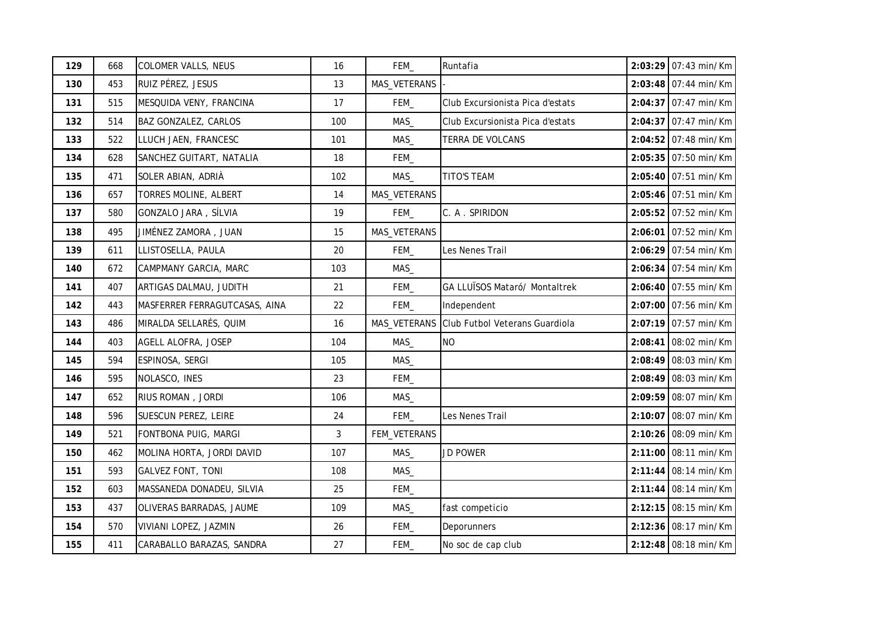| | | | | | | | |
|---|---|---|---|---|---|---|---|
| **129** | 668 | COLOMER VALLS, NEUS | 16 | FEM_ | Runtafia | **2:03:29** | 07:43 min/Km |
| **130** | 453 | RUIZ PÉREZ, JESUS | 13 | MAS_VETERANS | - | **2:03:48** | 07:44 min/Km |
| **131** | 515 | MESQUIDA VENY, FRANCINA | 17 | FEM_ | Club Excursionista Pica d'estats | **2:04:37** | 07:47 min/Km |
| **132** | 514 | BAZ GONZALEZ, CARLOS | 100 | MAS_ | Club Excursionista Pica d'estats | **2:04:37** | 07:47 min/Km |
| **133** | 522 | LLUCH JAEN, FRANCESC | 101 | MAS_ | TERRA DE VOLCANS | **2:04:52** | 07:48 min/Km |
| **134** | 628 | SANCHEZ GUITART, NATALIA | 18 | FEM_ | | **2:05:35** | 07:50 min/Km |
| **135** | 471 | SOLER ABIAN, ADRIÀ | 102 | MAS_ | TITO'S TEAM | **2:05:40** | 07:51 min/Km |
| **136** | 657 | TORRES MOLINE, ALBERT | 14 | MAS_VETERANS | | **2:05:46** | 07:51 min/Km |
| **137** | 580 | GONZALO JARA , SÍLVIA | 19 | FEM_ | C. A . SPIRIDON | **2:05:52** | 07:52 min/Km |
| **138** | 495 | JIMÉNEZ ZAMORA , JUAN | 15 | MAS_VETERANS | | **2:06:01** | 07:52 min/Km |
| **139** | 611 | LLISTOSELLA, PAULA | 20 | FEM_ | Les Nenes Trail | **2:06:29** | 07:54 min/Km |
| **140** | 672 | CAMPMANY GARCIA, MARC | 103 | MAS_ | | **2:06:34** | 07:54 min/Km |
| **141** | 407 | ARTIGAS DALMAU, JUDITH | 21 | FEM_ | GA LLUÏSOS Mataró/ Montaltrek | **2:06:40** | 07:55 min/Km |
| **142** | 443 | MASFERRER FERRAGUTCASAS, AINA | 22 | FEM_ | Independent | **2:07:00** | 07:56 min/Km |
| **143** | 486 | MIRALDA SELLARÉS, QUIM | 16 | MAS_VETERANS | Club Futbol Veterans Guardiola | **2:07:19** | 07:57 min/Km |
| **144** | 403 | AGELL ALOFRA, JOSEP | 104 | MAS_ | NO | **2:08:41** | 08:02 min/Km |
| **145** | 594 | ESPINOSA, SERGI | 105 | MAS_ | | **2:08:49** | 08:03 min/Km |
| **146** | 595 | NOLASCO, INES | 23 | FEM_ | | **2:08:49** | 08:03 min/Km |
| **147** | 652 | RIUS ROMAN , JORDI | 106 | MAS_ | | **2:09:59** | 08:07 min/Km |
| **148** | 596 | SUESCUN PEREZ, LEIRE | 24 | FEM_ | Les Nenes Trail | **2:10:07** | 08:07 min/Km |
| **149** | 521 | FONTBONA PUIG, MARGI | 3 | FEM_VETERANS | | **2:10:26** | 08:09 min/Km |
| **150** | 462 | MOLINA HORTA, JORDI DAVID | 107 | MAS_ | JD POWER | **2:11:00** | 08:11 min/Km |
| **151** | 593 | GALVEZ FONT, TONI | 108 | MAS_ | | **2:11:44** | 08:14 min/Km |
| **152** | 603 | MASSANEDA DONADEU, SILVIA | 25 | FEM_ | | **2:11:44** | 08:14 min/Km |
| **153** | 437 | OLIVERAS BARRADAS, JAUME | 109 | MAS_ | fast competicio | **2:12:15** | 08:15 min/Km |
| **154** | 570 | VIVIANI LOPEZ, JAZMIN | 26 | FEM_ | Deporunners | **2:12:36** | 08:17 min/Km |
| **155** | 411 | CARABALLO BARAZAS, SANDRA | 27 | FEM_ | No soc de cap club | **2:12:48** | 08:18 min/Km |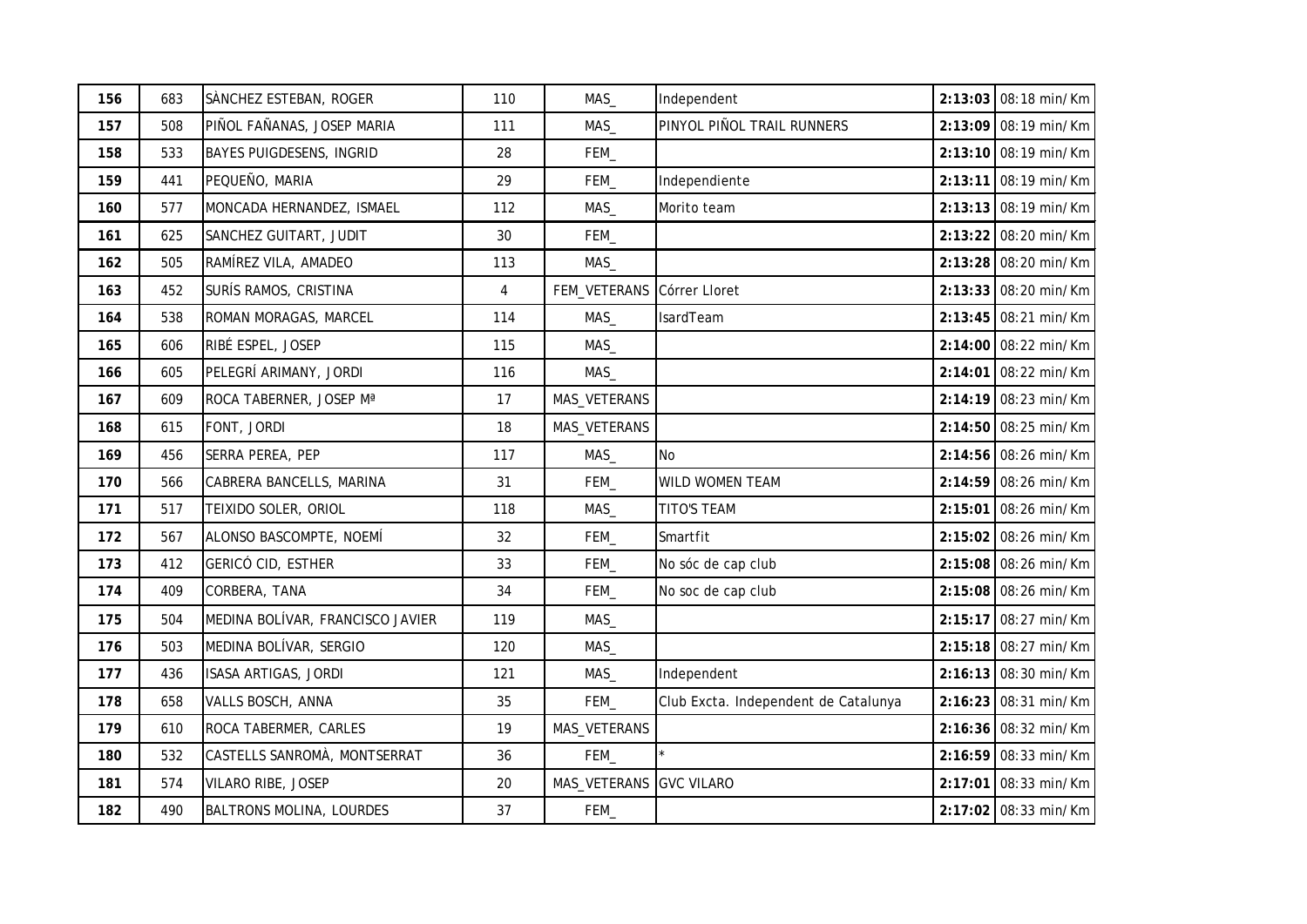| | | | | | | | |
|---|---|---|---|---|---|---|---|
| 156 | 683 | SÀNCHEZ ESTEBAN, ROGER | 110 | MAS_ | Independent | 2:13:03 | 08:18 min/Km |
| 157 | 508 | PIÑOL FAÑANAS, JOSEP MARIA | 111 | MAS_ | PINYOL PIÑOL TRAIL RUNNERS | 2:13:09 | 08:19 min/Km |
| 158 | 533 | BAYES PUIGDESENS, INGRID | 28 | FEM_ | | 2:13:10 | 08:19 min/Km |
| 159 | 441 | PEQUEÑO, MARIA | 29 | FEM_ | Independiente | 2:13:11 | 08:19 min/Km |
| 160 | 577 | MONCADA HERNANDEZ, ISMAEL | 112 | MAS_ | Morito team | 2:13:13 | 08:19 min/Km |
| 161 | 625 | SANCHEZ GUITART, JUDIT | 30 | FEM_ | | 2:13:22 | 08:20 min/Km |
| 162 | 505 | RAMÍREZ VILA, AMADEO | 113 | MAS_ | | 2:13:28 | 08:20 min/Km |
| 163 | 452 | SURÍS RAMOS, CRISTINA | 4 | FEM_VETERANS | Córrer Lloret | 2:13:33 | 08:20 min/Km |
| 164 | 538 | ROMAN MORAGAS, MARCEL | 114 | MAS_ | IsardTeam | 2:13:45 | 08:21 min/Km |
| 165 | 606 | RIBÉ ESPEL, JOSEP | 115 | MAS_ | | 2:14:00 | 08:22 min/Km |
| 166 | 605 | PELEGRÍ ARIMANY, JORDI | 116 | MAS_ | | 2:14:01 | 08:22 min/Km |
| 167 | 609 | ROCA TABERNER, JOSEP Mª | 17 | MAS_VETERANS | | 2:14:19 | 08:23 min/Km |
| 168 | 615 | FONT, JORDI | 18 | MAS_VETERANS | | 2:14:50 | 08:25 min/Km |
| 169 | 456 | SERRA PEREA, PEP | 117 | MAS_ | No | 2:14:56 | 08:26 min/Km |
| 170 | 566 | CABRERA BANCELLS, MARINA | 31 | FEM_ | WILD WOMEN TEAM | 2:14:59 | 08:26 min/Km |
| 171 | 517 | TEIXIDO SOLER, ORIOL | 118 | MAS_ | TITO'S TEAM | 2:15:01 | 08:26 min/Km |
| 172 | 567 | ALONSO BASCOMPTE, NOEMÍ | 32 | FEM_ | Smartfit | 2:15:02 | 08:26 min/Km |
| 173 | 412 | GERICÓ CID, ESTHER | 33 | FEM_ | No sóc de cap club | 2:15:08 | 08:26 min/Km |
| 174 | 409 | CORBERA, TANA | 34 | FEM_ | No soc de cap club | 2:15:08 | 08:26 min/Km |
| 175 | 504 | MEDINA BOLÍVAR, FRANCISCO JAVIER | 119 | MAS_ | | 2:15:17 | 08:27 min/Km |
| 176 | 503 | MEDINA BOLÍVAR, SERGIO | 120 | MAS_ | | 2:15:18 | 08:27 min/Km |
| 177 | 436 | ISASA ARTIGAS, JORDI | 121 | MAS_ | Independent | 2:16:13 | 08:30 min/Km |
| 178 | 658 | VALLS BOSCH, ANNA | 35 | FEM_ | Club Excta. Independent de Catalunya | 2:16:23 | 08:31 min/Km |
| 179 | 610 | ROCA TABERMER, CARLES | 19 | MAS_VETERANS | | 2:16:36 | 08:32 min/Km |
| 180 | 532 | CASTELLS SANROMÀ, MONTSERRAT | 36 | FEM_ | * | 2:16:59 | 08:33 min/Km |
| 181 | 574 | VILARO RIBE, JOSEP | 20 | MAS_VETERANS | GVC VILARO | 2:17:01 | 08:33 min/Km |
| 182 | 490 | BALTRONS MOLINA, LOURDES | 37 | FEM_ | | 2:17:02 | 08:33 min/Km |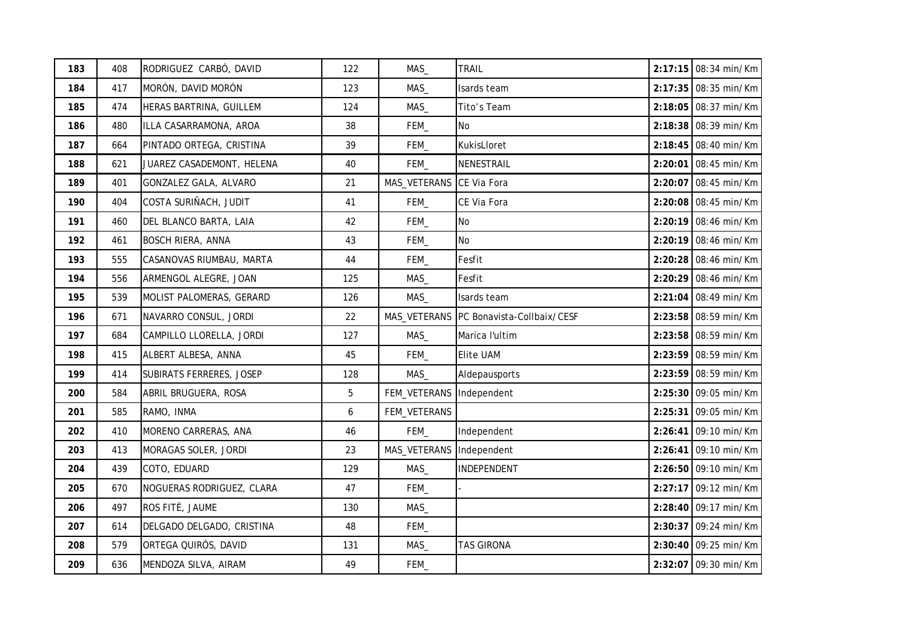| 183 | 408 | RODRIGUEZ CARBÓ, DAVID | 122 | MAS_ | TRAIL | 2:17:15 | 08:34 min/Km |
|---|---|---|---|---|---|---|---|
| 184 | 417 | MORÓN, DAVID MORÓN | 123 | MAS_ | Isards team | 2:17:35 | 08:35 min/Km |
| 185 | 474 | HERAS BARTRINA, GUILLEM | 124 | MAS_ | Tito's Team | 2:18:05 | 08:37 min/Km |
| 186 | 480 | ILLA CASARRAMONA, AROA | 38 | FEM_ | No | 2:18:38 | 08:39 min/Km |
| 187 | 664 | PINTADO ORTEGA, CRISTINA | 39 | FEM_ | KukisLloret | 2:18:45 | 08:40 min/Km |
| 188 | 621 | JUAREZ CASADEMONT, HELENA | 40 | FEM_ | NENESTRAIL | 2:20:01 | 08:45 min/Km |
| 189 | 401 | GONZALEZ GALA, ALVARO | 21 | MAS_VETERANS | CE Via Fora | 2:20:07 | 08:45 min/Km |
| 190 | 404 | COSTA SURIÑACH, JUDIT | 41 | FEM_ | CE Via Fora | 2:20:08 | 08:45 min/Km |
| 191 | 460 | DEL BLANCO BARTA, LAIA | 42 | FEM_ | No | 2:20:19 | 08:46 min/Km |
| 192 | 461 | BOSCH RIERA, ANNA | 43 | FEM_ | No | 2:20:19 | 08:46 min/Km |
| 193 | 555 | CASANOVAS RIUMBAU, MARTA | 44 | FEM_ | Fesfit | 2:20:28 | 08:46 min/Km |
| 194 | 556 | ARMENGOL ALEGRE, JOAN | 125 | MAS_ | Fesfit | 2:20:29 | 08:46 min/Km |
| 195 | 539 | MOLIST PALOMERAS, GERARD | 126 | MAS_ | Isards team | 2:21:04 | 08:49 min/Km |
| 196 | 671 | NAVARRO CONSUL, JORDI | 22 | MAS_VETERANS | PC Bonavista-Collbaix/CESF | 2:23:58 | 08:59 min/Km |
| 197 | 684 | CAMPILLO LLORELLA, JORDI | 127 | MAS_ | Marica l'ultim | 2:23:58 | 08:59 min/Km |
| 198 | 415 | ALBERT ALBESA, ANNA | 45 | FEM_ | Elite UAM | 2:23:59 | 08:59 min/Km |
| 199 | 414 | SUBIRATS FERRERES, JOSEP | 128 | MAS_ | Aldepausports | 2:23:59 | 08:59 min/Km |
| 200 | 584 | ABRIL BRUGUERA, ROSA | 5 | FEM_VETERANS | Independent | 2:25:30 | 09:05 min/Km |
| 201 | 585 | RAMO, INMA | 6 | FEM_VETERANS | | 2:25:31 | 09:05 min/Km |
| 202 | 410 | MORENO CARRERAS, ANA | 46 | FEM_ | Independent | 2:26:41 | 09:10 min/Km |
| 203 | 413 | MORAGAS SOLER, JORDI | 23 | MAS_VETERANS | Independent | 2:26:41 | 09:10 min/Km |
| 204 | 439 | COTO, EDUARD | 129 | MAS_ | INDEPENDENT | 2:26:50 | 09:10 min/Km |
| 205 | 670 | NOGUERAS RODRIGUEZ, CLARA | 47 | FEM_ | - | 2:27:17 | 09:12 min/Km |
| 206 | 497 | ROS FITÉ, JAUME | 130 | MAS_ | | 2:28:40 | 09:17 min/Km |
| 207 | 614 | DELGADO DELGADO, CRISTINA | 48 | FEM_ | | 2:30:37 | 09:24 min/Km |
| 208 | 579 | ORTEGA QUIRÓS, DAVID | 131 | MAS_ | TAS GIRONA | 2:30:40 | 09:25 min/Km |
| 209 | 636 | MENDOZA SILVA, AIRAM | 49 | FEM_ | | 2:32:07 | 09:30 min/Km |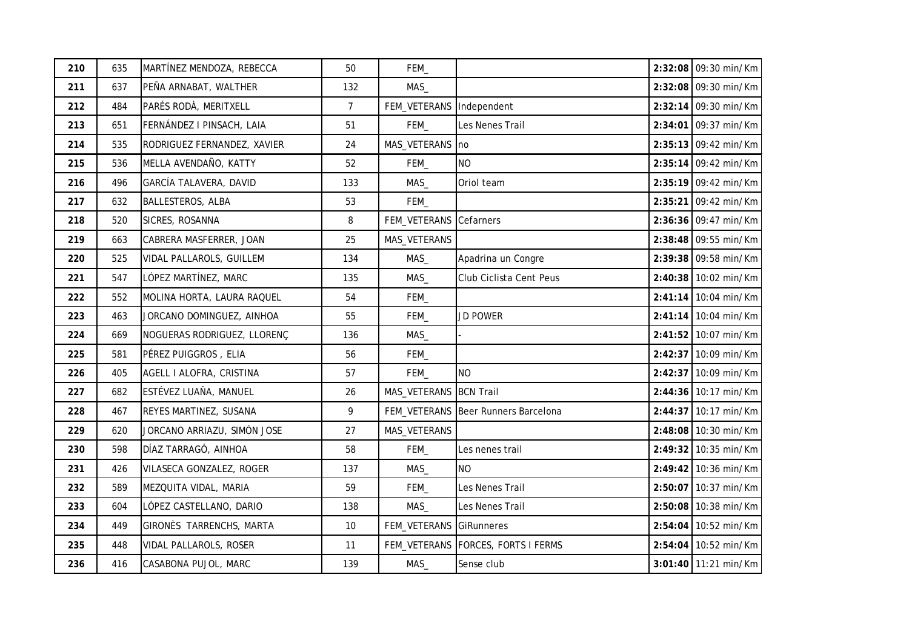| | | | | | | | |
|---|---|---|---|---|---|---|---|
| 210 | 635 | MARTÍNEZ MENDOZA, REBECCA | 50 | FEM_ | | 2:32:08 | 09:30 min/Km |
| 211 | 637 | PEÑA ARNABAT, WALTHER | 132 | MAS_ | | 2:32:08 | 09:30 min/Km |
| 212 | 484 | PARÉS RODÀ, MERITXELL | 7 | FEM_VETERANS | Independent | 2:32:14 | 09:30 min/Km |
| 213 | 651 | FERNÁNDEZ I PINSACH, LAIA | 51 | FEM_ | Les Nenes Trail | 2:34:01 | 09:37 min/Km |
| 214 | 535 | RODRIGUEZ FERNANDEZ, XAVIER | 24 | MAS_VETERANS | no | 2:35:13 | 09:42 min/Km |
| 215 | 536 | MELLA AVENDAÑO, KATTY | 52 | FEM_ | NO | 2:35:14 | 09:42 min/Km |
| 216 | 496 | GARCÍA TALAVERA, DAVID | 133 | MAS_ | Oriol team | 2:35:19 | 09:42 min/Km |
| 217 | 632 | BALLESTEROS, ALBA | 53 | FEM_ | | 2:35:21 | 09:42 min/Km |
| 218 | 520 | SICRES, ROSANNA | 8 | FEM_VETERANS | Cefarners | 2:36:36 | 09:47 min/Km |
| 219 | 663 | CABRERA MASFERRER, JOAN | 25 | MAS_VETERANS | | 2:38:48 | 09:55 min/Km |
| 220 | 525 | VIDAL PALLAROLS, GUILLEM | 134 | MAS_ | Apadrina un Congre | 2:39:38 | 09:58 min/Km |
| 221 | 547 | LÓPEZ MARTÍNEZ, MARC | 135 | MAS_ | Club Ciclista Cent Peus | 2:40:38 | 10:02 min/Km |
| 222 | 552 | MOLINA HORTA, LAURA RAQUEL | 54 | FEM_ | | 2:41:14 | 10:04 min/Km |
| 223 | 463 | JORCANO DOMINGUEZ, AINHOA | 55 | FEM_ | JD POWER | 2:41:14 | 10:04 min/Km |
| 224 | 669 | NOGUERAS RODRIGUEZ, LLORENÇ | 136 | MAS_ | - | 2:41:52 | 10:07 min/Km |
| 225 | 581 | PÉREZ PUIGGROS , ELIA | 56 | FEM_ | | 2:42:37 | 10:09 min/Km |
| 226 | 405 | AGELL I ALOFRA, CRISTINA | 57 | FEM_ | NO | 2:42:37 | 10:09 min/Km |
| 227 | 682 | ESTÉVEZ LUAÑA, MANUEL | 26 | MAS_VETERANS | BCN Trail | 2:44:36 | 10:17 min/Km |
| 228 | 467 | REYES MARTINEZ, SUSANA | 9 | FEM_VETERANS | Beer Runners Barcelona | 2:44:37 | 10:17 min/Km |
| 229 | 620 | JORCANO ARRIAZU, SIMÓN JOSE | 27 | MAS_VETERANS | | 2:48:08 | 10:30 min/Km |
| 230 | 598 | DÍAZ TARRAGÓ, AINHOA | 58 | FEM_ | Les nenes trail | 2:49:32 | 10:35 min/Km |
| 231 | 426 | VILASECA GONZALEZ, ROGER | 137 | MAS_ | NO | 2:49:42 | 10:36 min/Km |
| 232 | 589 | MEZQUITA VIDAL, MARIA | 59 | FEM_ | Les Nenes Trail | 2:50:07 | 10:37 min/Km |
| 233 | 604 | LÓPEZ CASTELLANO, DARIO | 138 | MAS_ | Les Nenes Trail | 2:50:08 | 10:38 min/Km |
| 234 | 449 | GIRONÈS TARRENCHS, MARTA | 10 | FEM_VETERANS | GiRunneres | 2:54:04 | 10:52 min/Km |
| 235 | 448 | VIDAL PALLAROLS, ROSER | 11 | FEM_VETERANS | FORCES, FORTS I FERMS | 2:54:04 | 10:52 min/Km |
| 236 | 416 | CASABONA PUJOL, MARC | 139 | MAS_ | Sense club | 3:01:40 | 11:21 min/Km |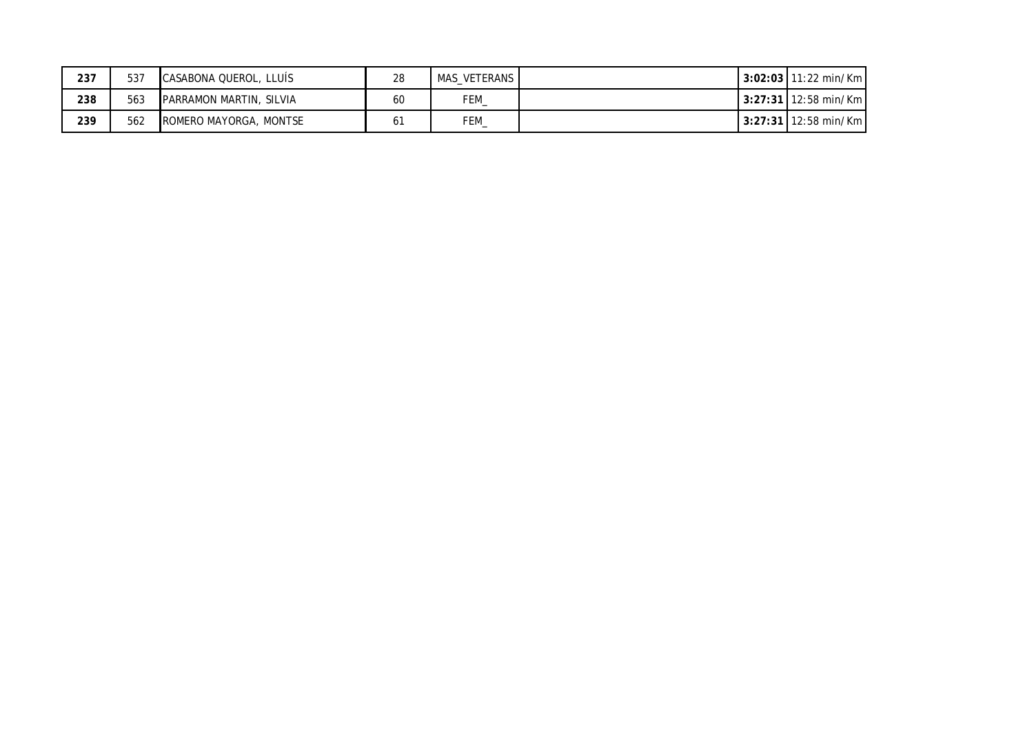| | | | | | | | |
|---|---|---|---|---|---|---|---|
| **237** | 537 | CASABONA QUEROL, LLUÍS | 28 | MAS_VETERANS | | **3:02:03** | 11:22 min/Km |
| **238** | 563 | PARRAMON MARTIN, SILVIA | 60 | FEM_ | | **3:27:31** | 12:58 min/Km |
| **239** | 562 | ROMERO MAYORGA, MONTSE | 61 | FEM_ | | **3:27:31** | 12:58 min/Km |